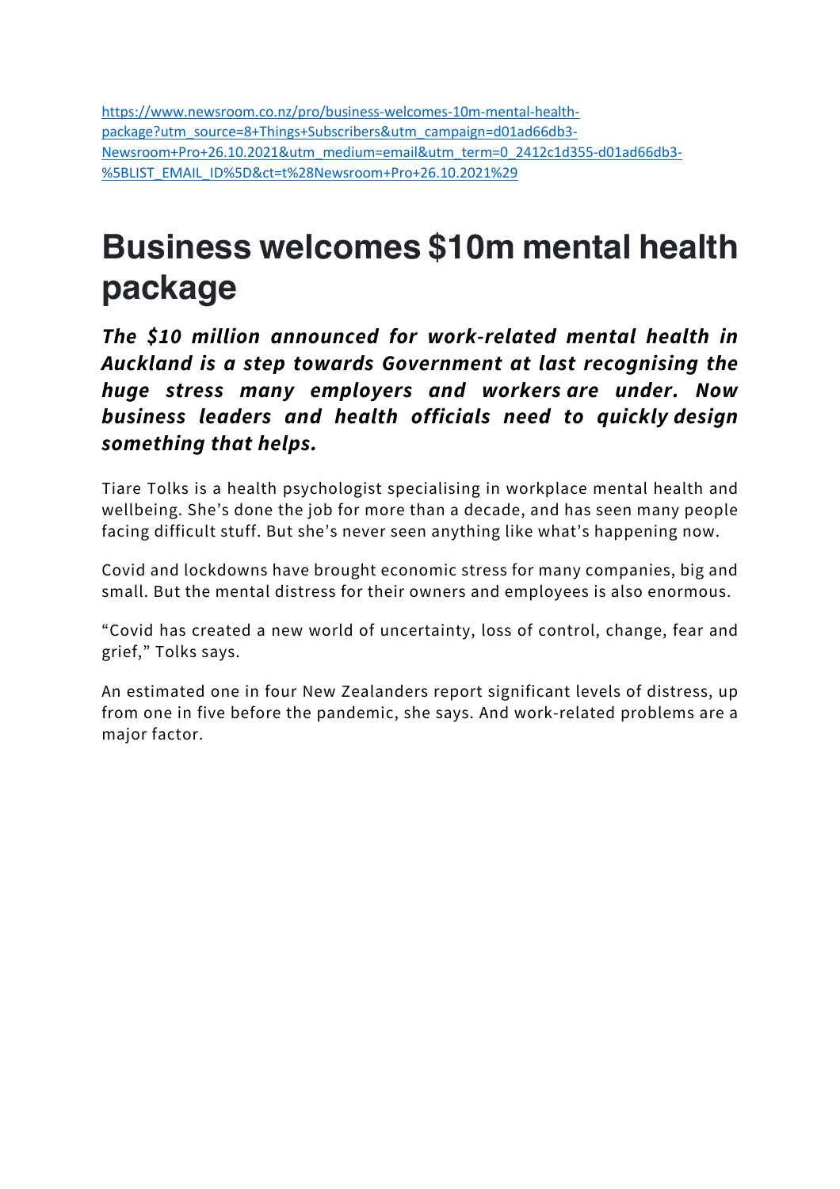https://www.newsroom.co.nz/pro/business-welcomes-10m-mental-health-package?utm_source=8+Things+Subscribers&utm_campaign=d01ad66db3-Newsroom+Pro+26.10.2021&utm_medium=email&utm_term=0_2412c1d355-d01ad66db3-%5BLIST_EMAIL_ID%5D&ct=t%28Newsroom+Pro+26.10.2021%29

# Business welcomes $10m mental health package

***The $10 million announced for work-related mental health in Auckland is a step towards Government at last recognising the huge stress many employers and workers are under. Now business leaders and health officials need to quickly design something that helps.***

Tiare Tolks is a health psychologist specialising in workplace mental health and wellbeing. She's done the job for more than a decade, and has seen many people facing difficult stuff. But she's never seen anything like what's happening now.

Covid and lockdowns have brought economic stress for many companies, big and small. But the mental distress for their owners and employees is also enormous.

"Covid has created a new world of uncertainty, loss of control, change, fear and grief," Tolks says.

An estimated one in four New Zealanders report significant levels of distress, up from one in five before the pandemic, she says. And work-related problems are a major factor.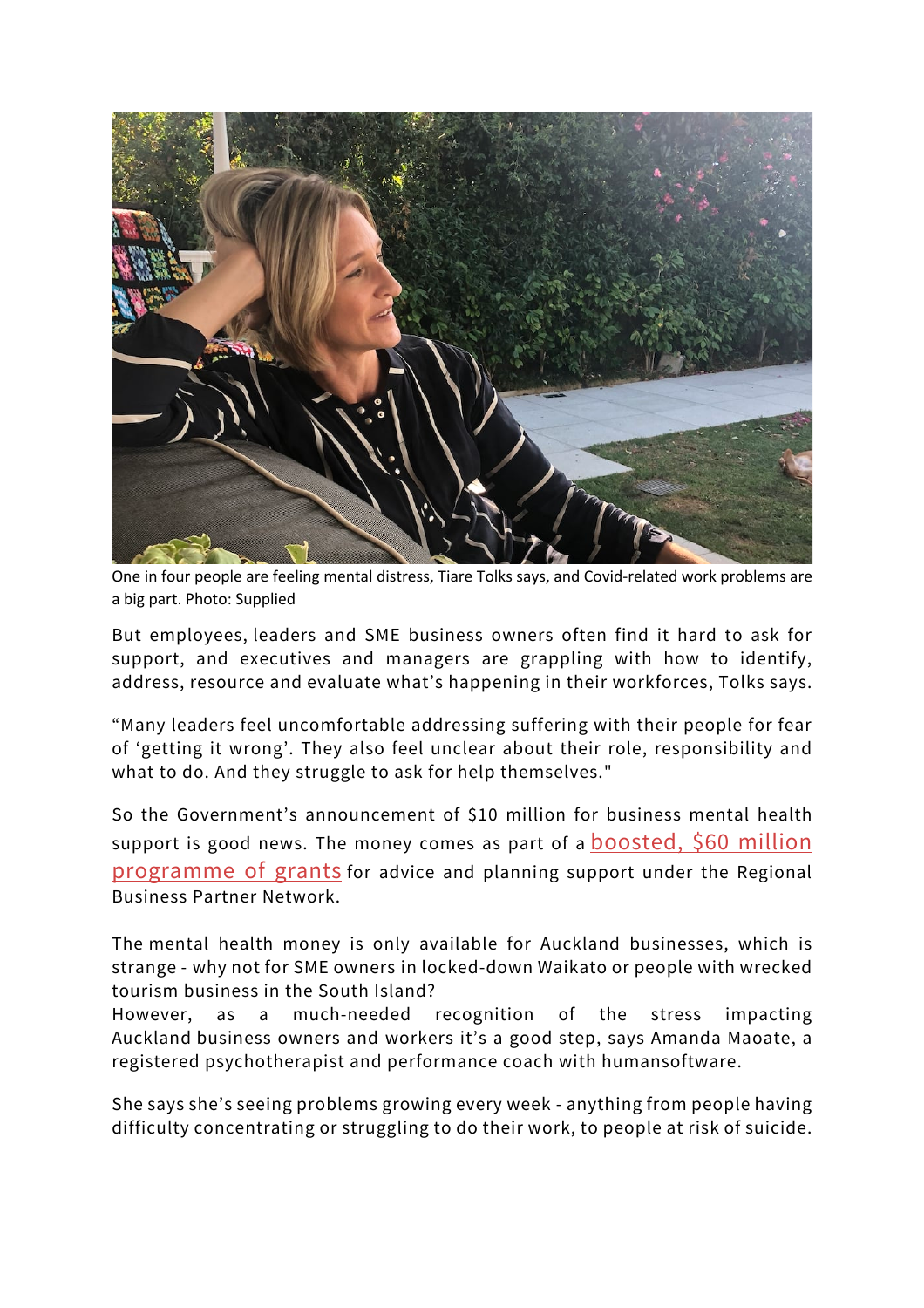One in four people are feeling mental distress, Tiare Tolks says, and Covid-related work problems are a big part. Photo: Supplied

But employees, leaders and SME business owners often find it hard to ask for support, and executives and managers are grappling with how to identify, address, resource and evaluate what's happening in their workforces, Tolks says.

"Many leaders feel uncomfortable addressing suffering with their people for fear of 'getting it wrong'. They also feel unclear about their role, responsibility and what to do. And they struggle to ask for help themselves."

So the Government's announcement of $10 million for business mental health support is good news. The money comes as part of a boosted, $60 million programme of grants for advice and planning support under the Regional Business Partner Network.

The mental health money is only available for Auckland businesses, which is strange - why not for SME owners in locked-down Waikato or people with wrecked tourism business in the South Island?

However, as a much-needed recognition of the stress impacting Auckland business owners and workers it's a good step, says Amanda Maoate, a registered psychotherapist and performance coach with humansoftware.

She says she's seeing problems growing every week - anything from people having difficulty concentrating or struggling to do their work, to people at risk of suicide.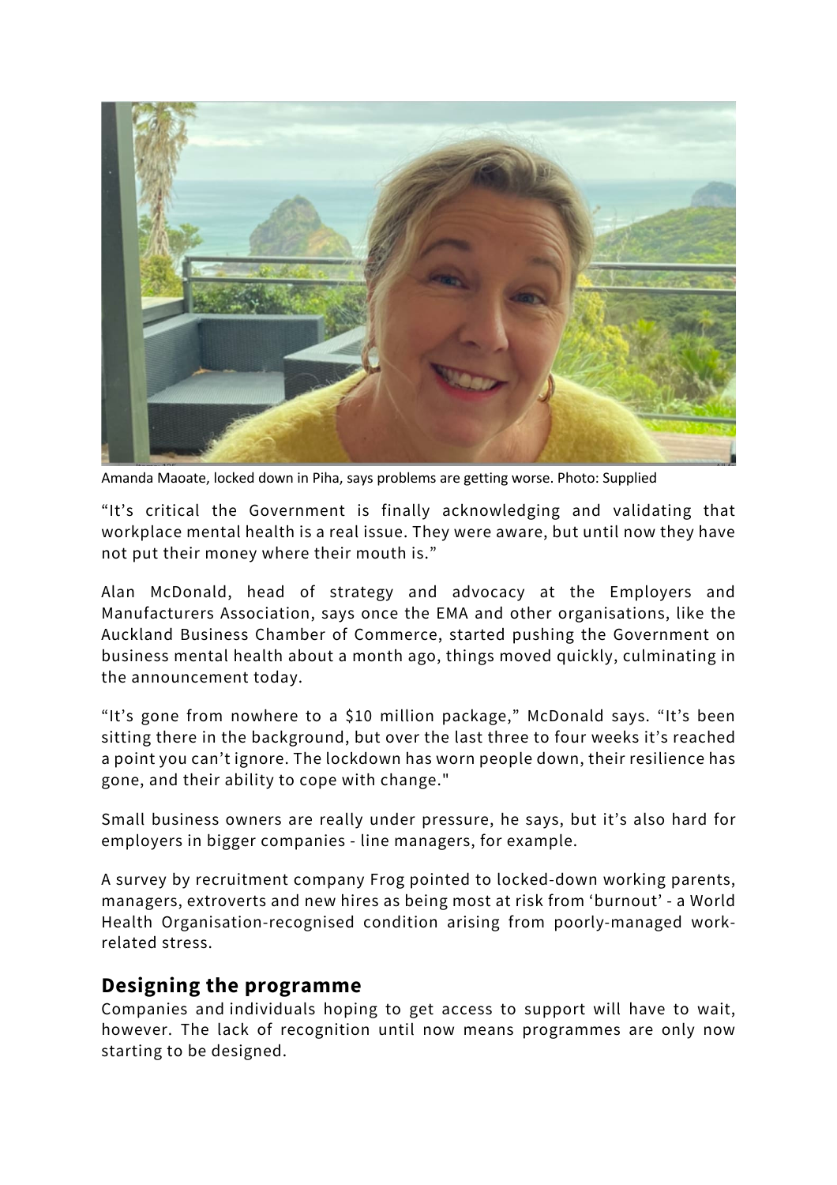Amanda Maoate, locked down in Piha, says problems are getting worse. Photo: Supplied

"It's critical the Government is finally acknowledging and validating that workplace mental health is a real issue. They were aware, but until now they have not put their money where their mouth is."

Alan McDonald, head of strategy and advocacy at the Employers and Manufacturers Association, says once the EMA and other organisations, like the Auckland Business Chamber of Commerce, started pushing the Government on business mental health about a month ago, things moved quickly, culminating in the announcement today.

"It's gone from nowhere to a $10 million package," McDonald says. "It's been sitting there in the background, but over the last three to four weeks it's reached a point you can't ignore. The lockdown has worn people down, their resilience has gone, and their ability to cope with change."

Small business owners are really under pressure, he says, but it's also hard for employers in bigger companies - line managers, for example.

A survey by recruitment company Frog pointed to locked-down working parents, managers, extroverts and new hires as being most at risk from 'burnout' - a World Health Organisation-recognised condition arising from poorly-managed work-related stress.

## Designing the programme

Companies and individuals hoping to get access to support will have to wait, however. The lack of recognition until now means programmes are only now starting to be designed.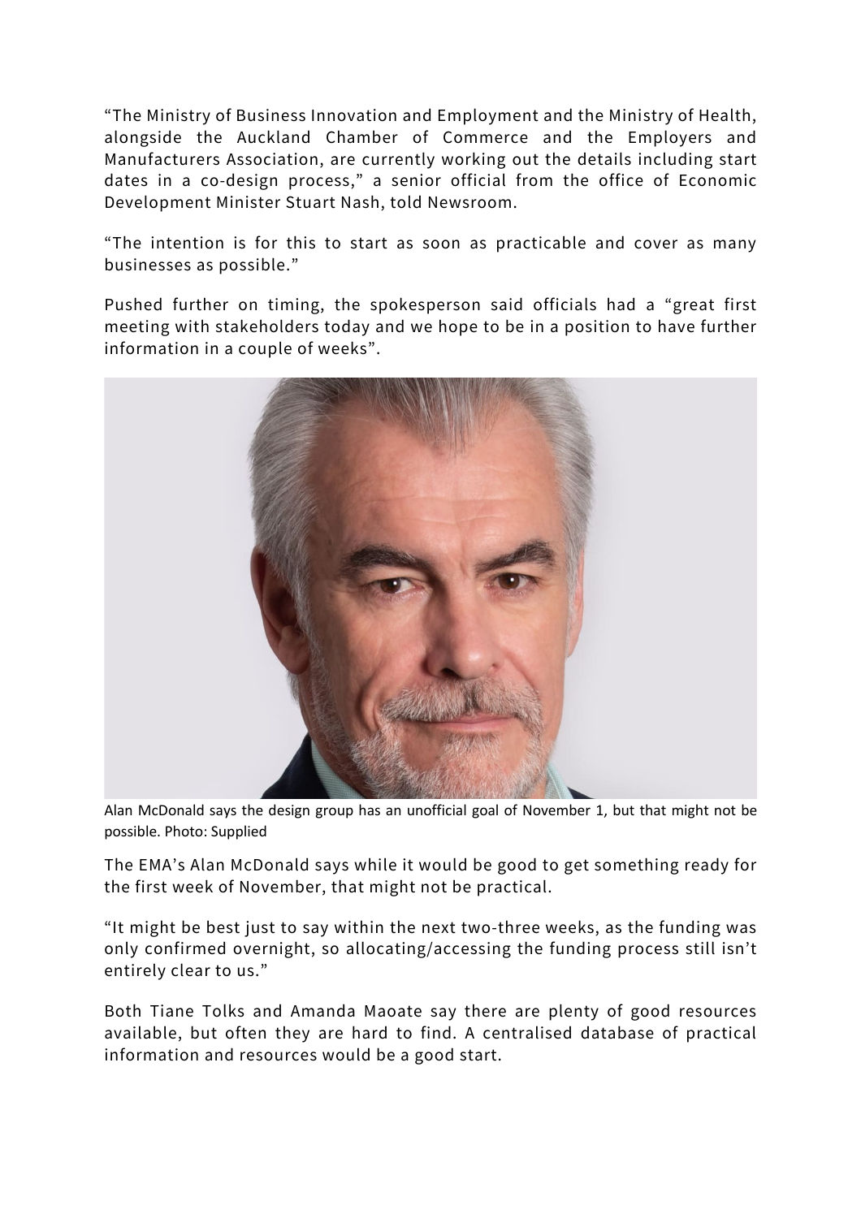"The Ministry of Business Innovation and Employment and the Ministry of Health, alongside the Auckland Chamber of Commerce and the Employers and Manufacturers Association, are currently working out the details including start dates in a co-design process," a senior official from the office of Economic Development Minister Stuart Nash, told Newsroom.

"The intention is for this to start as soon as practicable and cover as many businesses as possible."

Pushed further on timing, the spokesperson said officials had a "great first meeting with stakeholders today and we hope to be in a position to have further information in a couple of weeks".

Alan McDonald says the design group has an unofficial goal of November 1, but that might not be possible. Photo: Supplied

The EMA's Alan McDonald says while it would be good to get something ready for the first week of November, that might not be practical.

"It might be best just to say within the next two-three weeks, as the funding was only confirmed overnight, so allocating/accessing the funding process still isn't entirely clear to us."

Both Tiane Tolks and Amanda Maoate say there are plenty of good resources available, but often they are hard to find. A centralised database of practical information and resources would be a good start.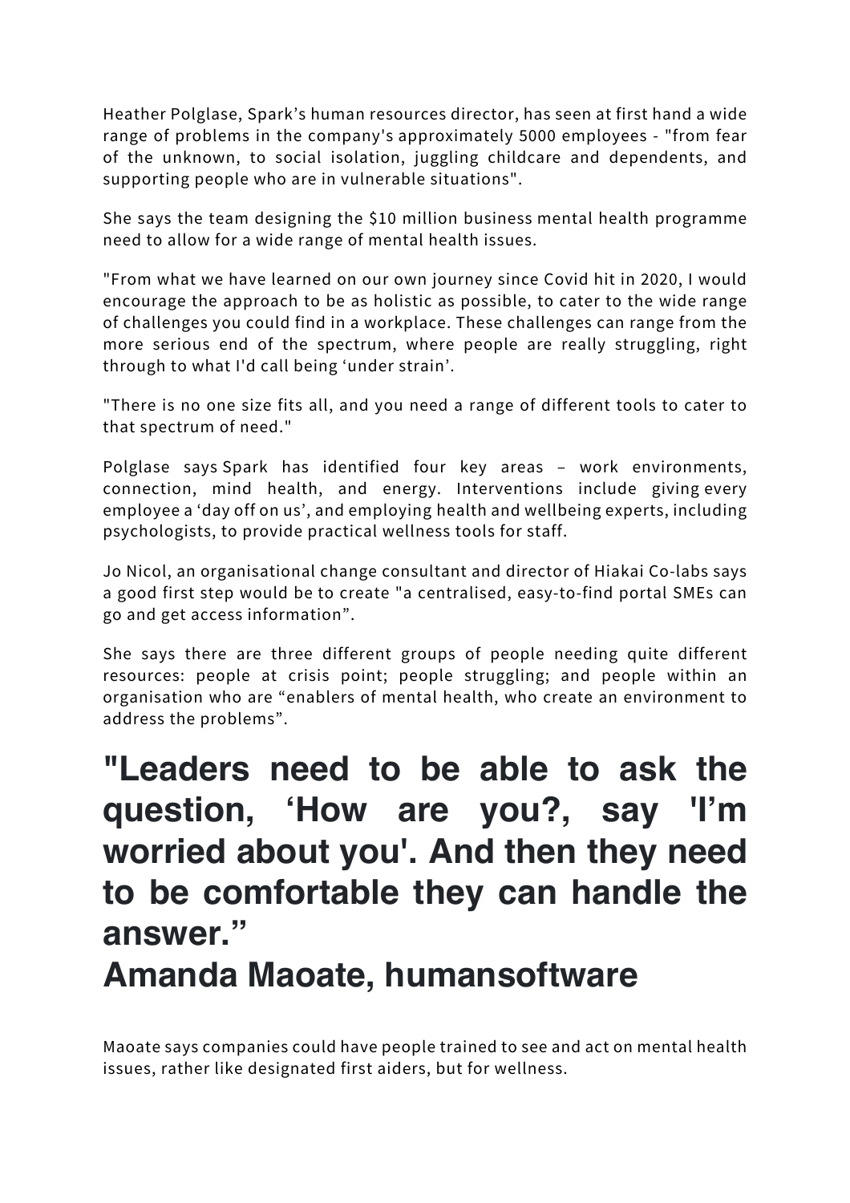Heather Polglase, Spark's human resources director, has seen at first hand a wide range of problems in the company's approximately 5000 employees - "from fear of the unknown, to social isolation, juggling childcare and dependents, and supporting people who are in vulnerable situations".

She says the team designing the $10 million business mental health programme need to allow for a wide range of mental health issues.

"From what we have learned on our own journey since Covid hit in 2020, I would encourage the approach to be as holistic as possible, to cater to the wide range of challenges you could find in a workplace. These challenges can range from the more serious end of the spectrum, where people are really struggling, right through to what I'd call being 'under strain'.

"There is no one size fits all, and you need a range of different tools to cater to that spectrum of need."

Polglase says Spark has identified four key areas – work environments, connection, mind health, and energy. Interventions include giving every employee a 'day off on us', and employing health and wellbeing experts, including psychologists, to provide practical wellness tools for staff.

Jo Nicol, an organisational change consultant and director of Hiakai Co-labs says a good first step would be to create "a centralised, easy-to-find portal SMEs can go and get access information".

She says there are three different groups of people needing quite different resources: people at crisis point; people struggling; and people within an organisation who are "enablers of mental health, who create an environment to address the problems".

## "Leaders need to be able to ask the question, 'How are you?, say 'I'm worried about you'. And then they need to be comfortable they can handle the answer." Amanda Maoate, humansoftware

Maoate says companies could have people trained to see and act on mental health issues, rather like designated first aiders, but for wellness.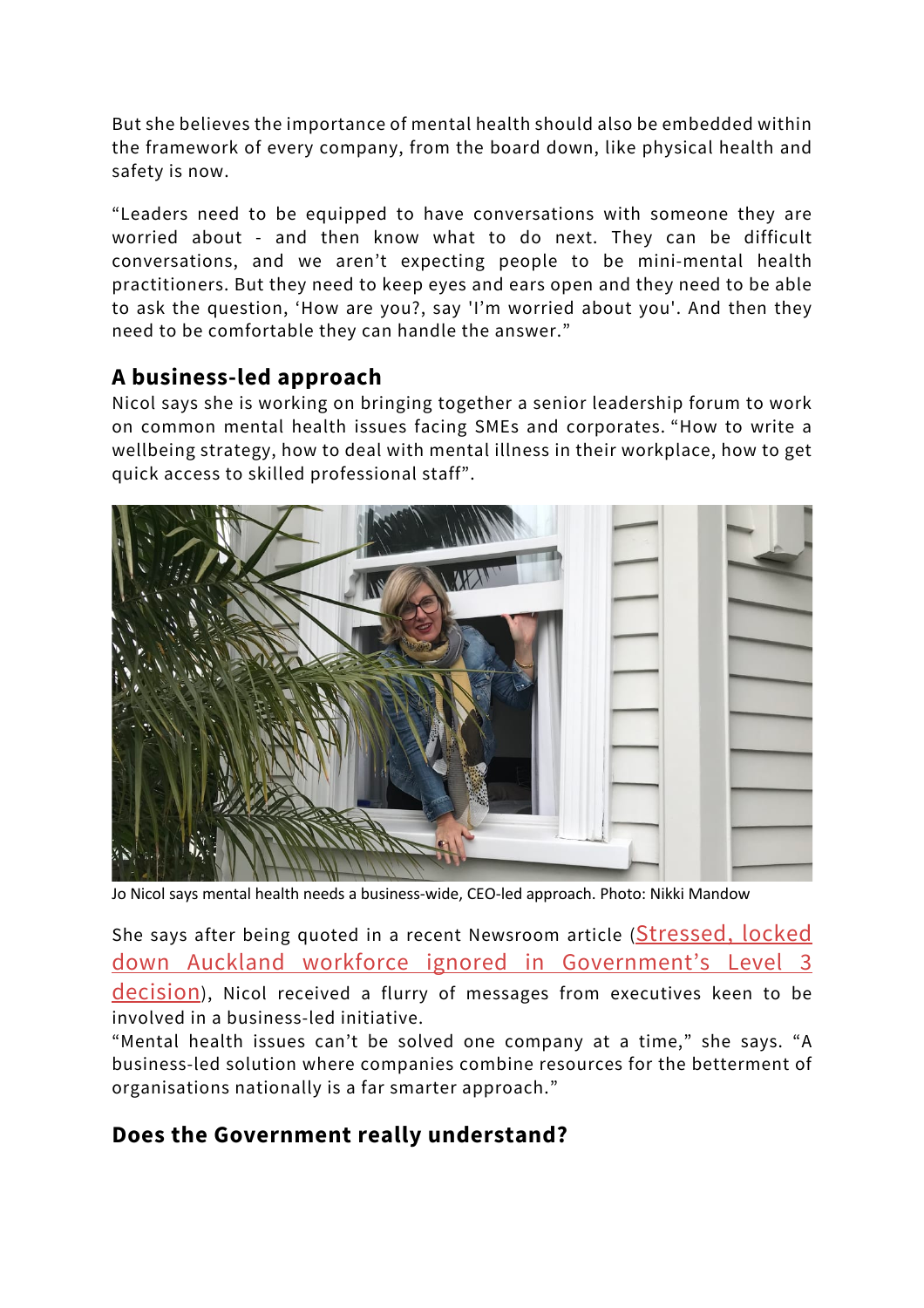But she believes the importance of mental health should also be embedded within the framework of every company, from the board down, like physical health and safety is now.

"Leaders need to be equipped to have conversations with someone they are worried about - and then know what to do next. They can be difficult conversations, and we aren't expecting people to be mini-mental health practitioners. But they need to keep eyes and ears open and they need to be able to ask the question, 'How are you?, say 'I'm worried about you'. And then they need to be comfortable they can handle the answer."

## A business-led approach

Nicol says she is working on bringing together a senior leadership forum to work on common mental health issues facing SMEs and corporates. "How to write a wellbeing strategy, how to deal with mental illness in their workplace, how to get quick access to skilled professional staff".

Jo Nicol says mental health needs a business-wide, CEO-led approach. Photo: Nikki Mandow

She says after being quoted in a recent Newsroom article (Stressed, locked down Auckland workforce ignored in Government's Level 3 decision), Nicol received a flurry of messages from executives keen to be involved in a business-led initiative.

"Mental health issues can't be solved one company at a time," she says. "A business-led solution where companies combine resources for the betterment of organisations nationally is a far smarter approach."

## Does the Government really understand?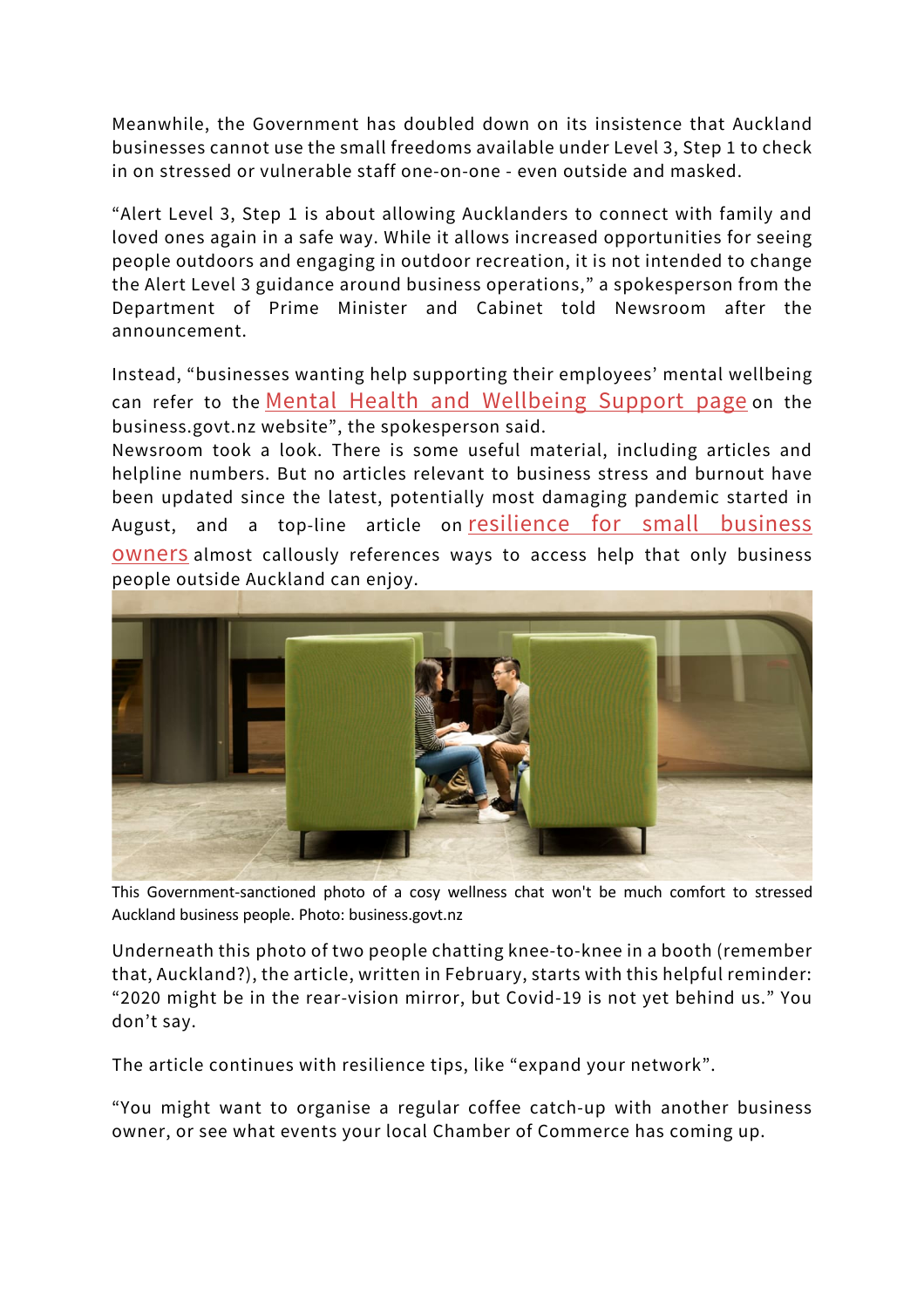Meanwhile, the Government has doubled down on its insistence that Auckland businesses cannot use the small freedoms available under Level 3, Step 1 to check in on stressed or vulnerable staff one-on-one - even outside and masked.

"Alert Level 3, Step 1 is about allowing Aucklanders to connect with family and loved ones again in a safe way. While it allows increased opportunities for seeing people outdoors and engaging in outdoor recreation, it is not intended to change the Alert Level 3 guidance around business operations," a spokesperson from the Department of Prime Minister and Cabinet told Newsroom after the announcement.

Instead, "businesses wanting help supporting their employees' mental wellbeing can refer to the Mental Health and Wellbeing Support page on the business.govt.nz website", the spokesperson said.

Newsroom took a look. There is some useful material, including articles and helpline numbers. But no articles relevant to business stress and burnout have been updated since the latest, potentially most damaging pandemic started in August, and a top-line article on resilience for small business owners almost callously references ways to access help that only business people outside Auckland can enjoy.

This Government-sanctioned photo of a cosy wellness chat won't be much comfort to stressed Auckland business people. Photo: business.govt.nz

Underneath this photo of two people chatting knee-to-knee in a booth (remember that, Auckland?), the article, written in February, starts with this helpful reminder: "2020 might be in the rear-vision mirror, but Covid-19 is not yet behind us." You don't say.

The article continues with resilience tips, like "expand your network".

"You might want to organise a regular coffee catch-up with another business owner, or see what events your local Chamber of Commerce has coming up.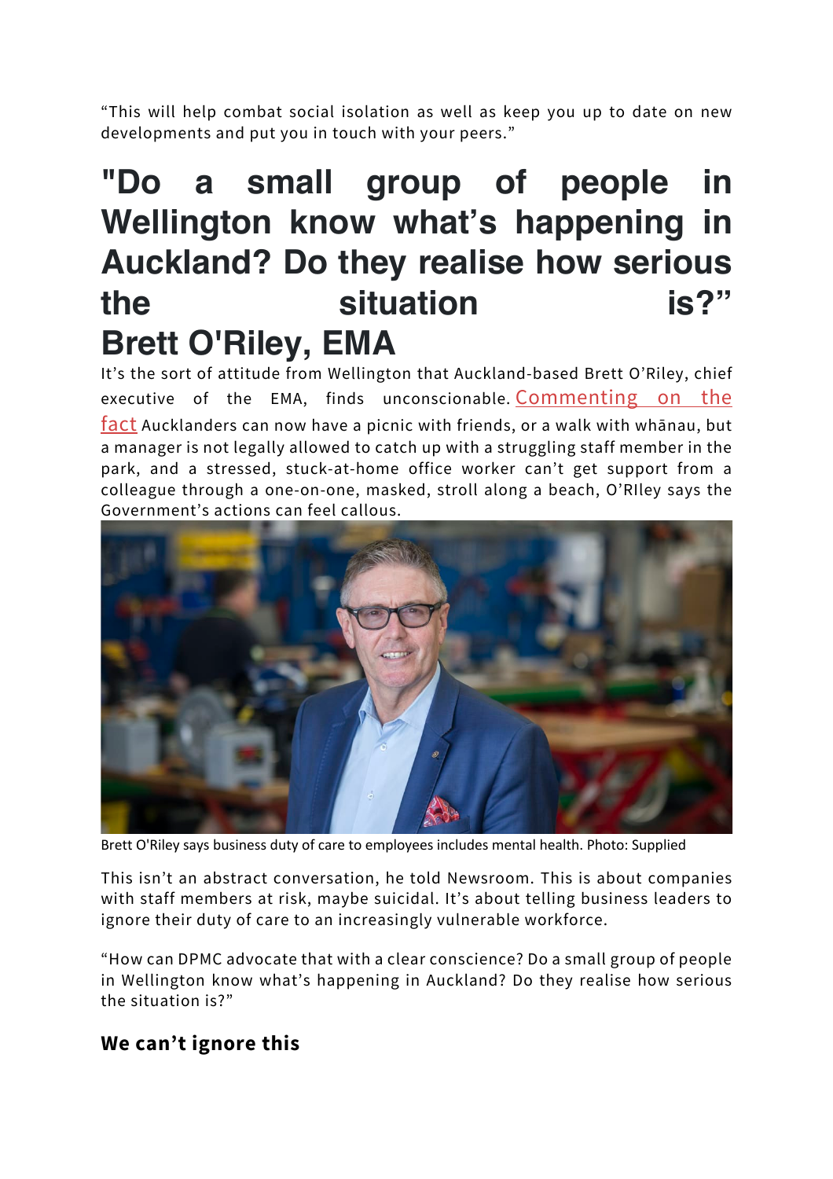"This will help combat social isolation as well as keep you up to date on new developments and put you in touch with your peers."

# "Do a small group of people in Wellington know what's happening in Auckland? Do they realise how serious the situation is?" Brett O'Riley, EMA

It's the sort of attitude from Wellington that Auckland-based Brett O'Riley, chief executive of the EMA, finds unconscionable. Commenting on the fact Aucklanders can now have a picnic with friends, or a walk with whānau, but a manager is not legally allowed to catch up with a struggling staff member in the park, and a stressed, stuck-at-home office worker can't get support from a colleague through a one-on-one, masked, stroll along a beach, O'RIley says the Government's actions can feel callous.

Brett O'Riley says business duty of care to employees includes mental health. Photo: Supplied

This isn't an abstract conversation, he told Newsroom. This is about companies with staff members at risk, maybe suicidal. It's about telling business leaders to ignore their duty of care to an increasingly vulnerable workforce.

"How can DPMC advocate that with a clear conscience? Do a small group of people in Wellington know what's happening in Auckland? Do they realise how serious the situation is?"

### We can't ignore this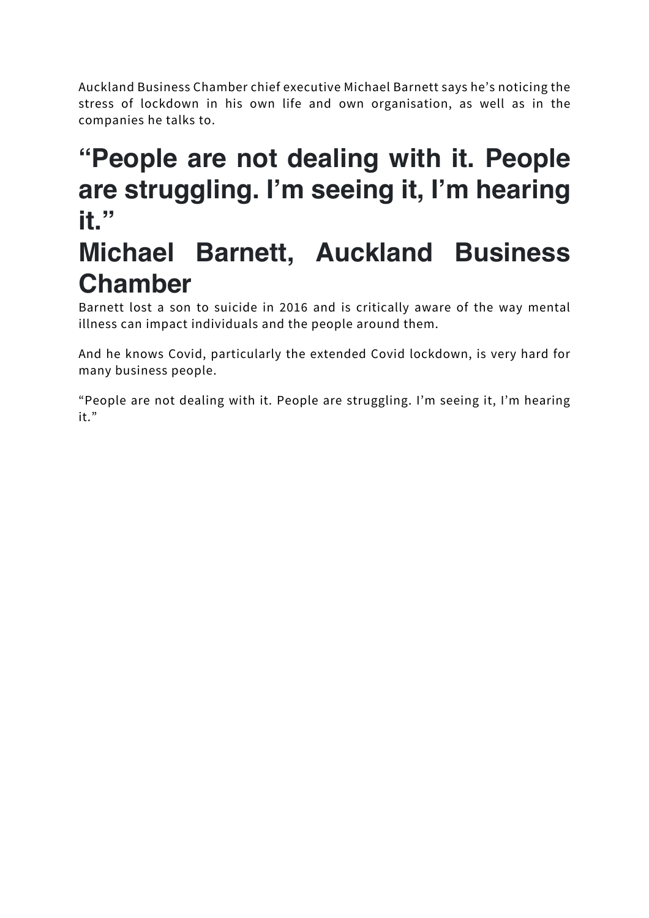Auckland Business Chamber chief executive Michael Barnett says he's noticing the stress of lockdown in his own life and own organisation, as well as in the companies he talks to.

## "People are not dealing with it. People are struggling. I'm seeing it, I'm hearing it."

## Michael Barnett, Auckland Business Chamber

Barnett lost a son to suicide in 2016 and is critically aware of the way mental illness can impact individuals and the people around them.

And he knows Covid, particularly the extended Covid lockdown, is very hard for many business people.

"People are not dealing with it. People are struggling. I'm seeing it, I'm hearing it."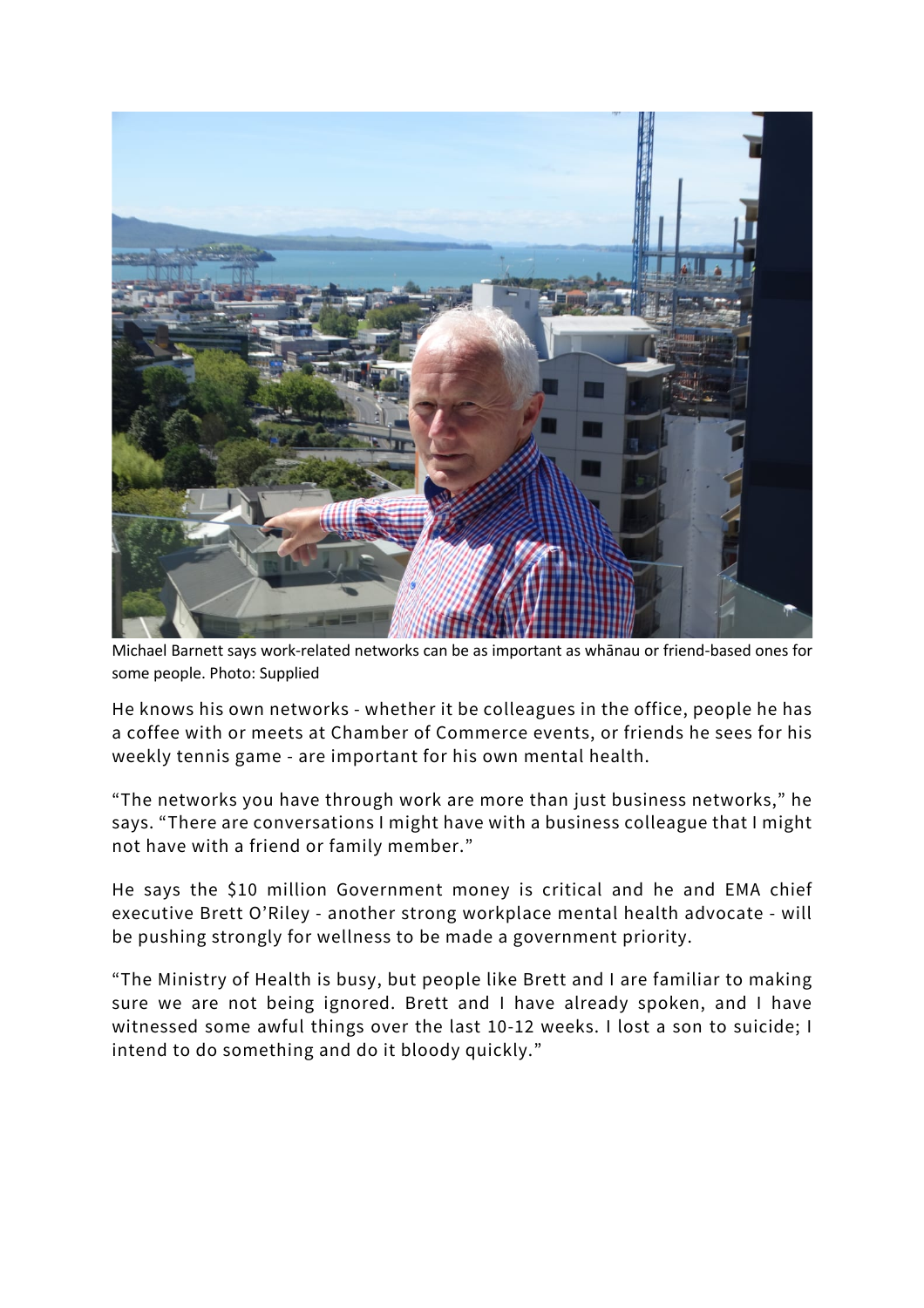Michael Barnett says work-related networks can be as important as whānau or friend-based ones for some people. Photo: Supplied

He knows his own networks - whether it be colleagues in the office, people he has a coffee with or meets at Chamber of Commerce events, or friends he sees for his weekly tennis game - are important for his own mental health.

"The networks you have through work are more than just business networks," he says. "There are conversations I might have with a business colleague that I might not have with a friend or family member."

He says the $10 million Government money is critical and he and EMA chief executive Brett O'Riley - another strong workplace mental health advocate - will be pushing strongly for wellness to be made a government priority.

"The Ministry of Health is busy, but people like Brett and I are familiar to making sure we are not being ignored. Brett and I have already spoken, and I have witnessed some awful things over the last 10-12 weeks. I lost a son to suicide; I intend to do something and do it bloody quickly."